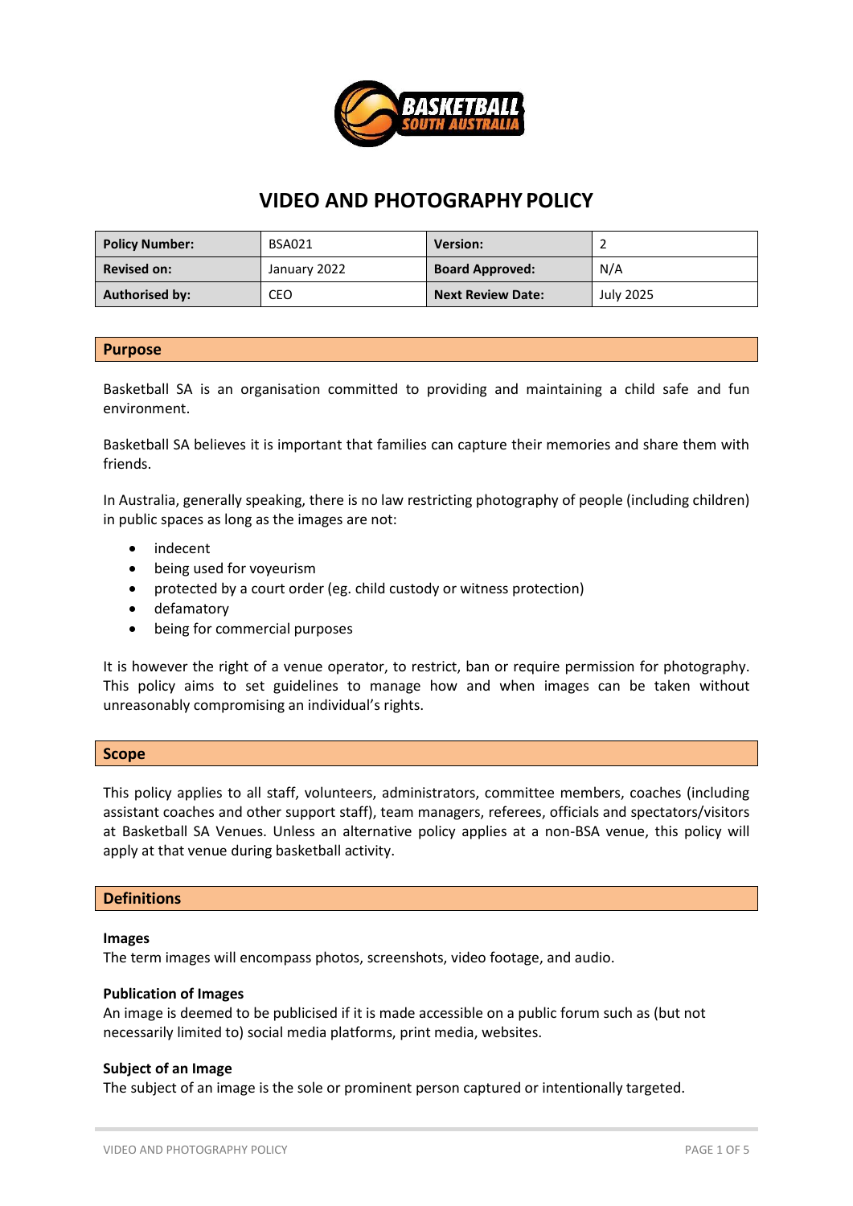# VIDEO AND PHOTOGRAPHY POLICY

| **Policy Number:** | BSA021 | **Version:** | 2 |
|---|---|---|---|
| **Revised on:** | January 2022 | **Board Approved:** | N/A |
| **Authorised by:** | CEO | **Next Review Date:** | July 2025 |

## Purpose

Basketball SA is an organisation committed to providing and maintaining a child safe and fun environment.

Basketball SA believes it is important that families can capture their memories and share them with friends.

In Australia, generally speaking, there is no law restricting photography of people (including children) in public spaces as long as the images are not:

- indecent
- being used for voyeurism
- protected by a court order (eg. child custody or witness protection)
- defamatory
- being for commercial purposes

It is however the right of a venue operator, to restrict, ban or require permission for photography. This policy aims to set guidelines to manage how and when images can be taken without unreasonably compromising an individual's rights.

## Scope

This policy applies to all staff, volunteers, administrators, committee members, coaches (including assistant coaches and other support staff), team managers, referees, officials and spectators/visitors at Basketball SA Venues. Unless an alternative policy applies at a non-BSA venue, this policy will apply at that venue during basketball activity.

## Definitions

**Images**
The term images will encompass photos, screenshots, video footage, and audio.

**Publication of Images**
An image is deemed to be publicised if it is made accessible on a public forum such as (but not necessarily limited to) social media platforms, print media, websites.

**Subject of an Image**
The subject of an image is the sole or prominent person captured or intentionally targeted.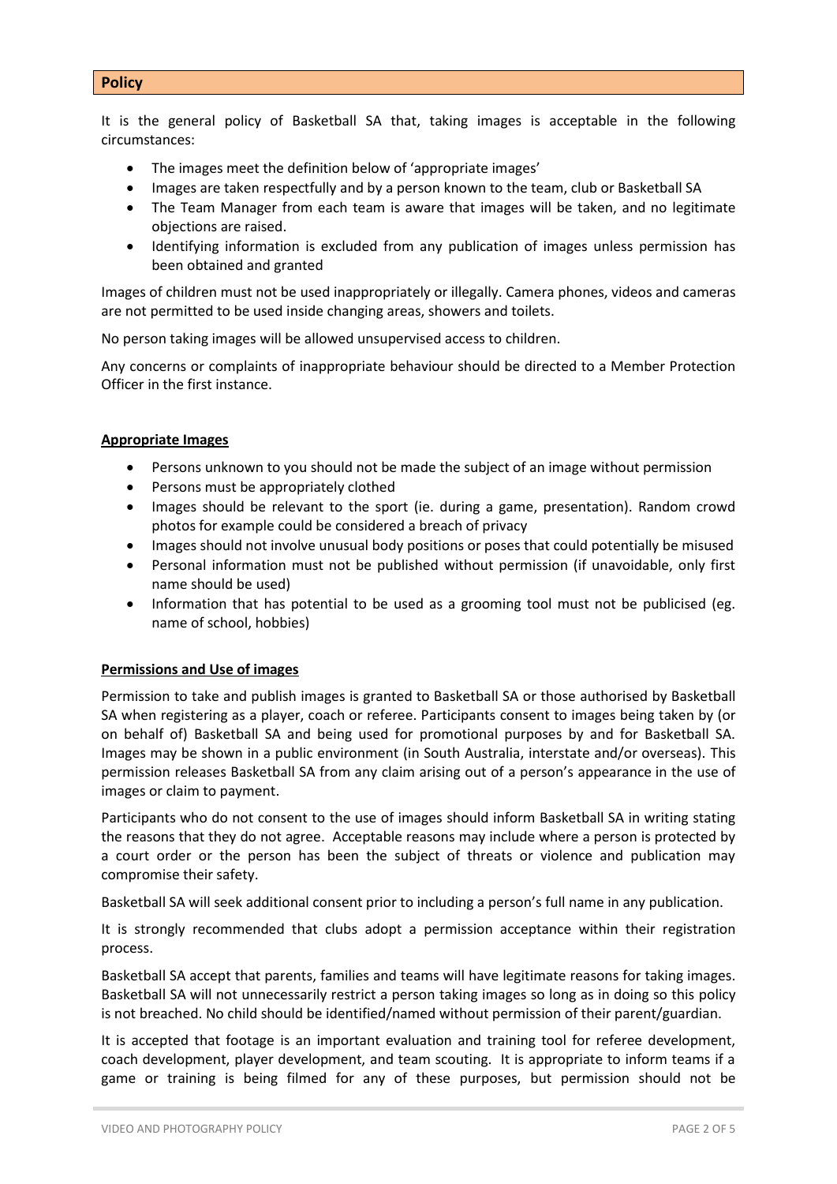## Policy

It is the general policy of Basketball SA that, taking images is acceptable in the following circumstances:

- The images meet the definition below of 'appropriate images'
- Images are taken respectfully and by a person known to the team, club or Basketball SA
- The Team Manager from each team is aware that images will be taken, and no legitimate objections are raised.
- Identifying information is excluded from any publication of images unless permission has been obtained and granted

Images of children must not be used inappropriately or illegally. Camera phones, videos and cameras are not permitted to be used inside changing areas, showers and toilets.

No person taking images will be allowed unsupervised access to children.

Any concerns or complaints of inappropriate behaviour should be directed to a Member Protection Officer in the first instance.

### Appropriate Images

- Persons unknown to you should not be made the subject of an image without permission
- Persons must be appropriately clothed
- Images should be relevant to the sport (ie. during a game, presentation). Random crowd photos for example could be considered a breach of privacy
- Images should not involve unusual body positions or poses that could potentially be misused
- Personal information must not be published without permission (if unavoidable, only first name should be used)
- Information that has potential to be used as a grooming tool must not be publicised (eg. name of school, hobbies)

### Permissions and Use of images

Permission to take and publish images is granted to Basketball SA or those authorised by Basketball SA when registering as a player, coach or referee. Participants consent to images being taken by (or on behalf of) Basketball SA and being used for promotional purposes by and for Basketball SA. Images may be shown in a public environment (in South Australia, interstate and/or overseas). This permission releases Basketball SA from any claim arising out of a person's appearance in the use of images or claim to payment.

Participants who do not consent to the use of images should inform Basketball SA in writing stating the reasons that they do not agree. Acceptable reasons may include where a person is protected by a court order or the person has been the subject of threats or violence and publication may compromise their safety.

Basketball SA will seek additional consent prior to including a person's full name in any publication.

It is strongly recommended that clubs adopt a permission acceptance within their registration process.

Basketball SA accept that parents, families and teams will have legitimate reasons for taking images. Basketball SA will not unnecessarily restrict a person taking images so long as in doing so this policy is not breached. No child should be identified/named without permission of their parent/guardian.

It is accepted that footage is an important evaluation and training tool for referee development, coach development, player development, and team scouting. It is appropriate to inform teams if a game or training is being filmed for any of these purposes, but permission should not be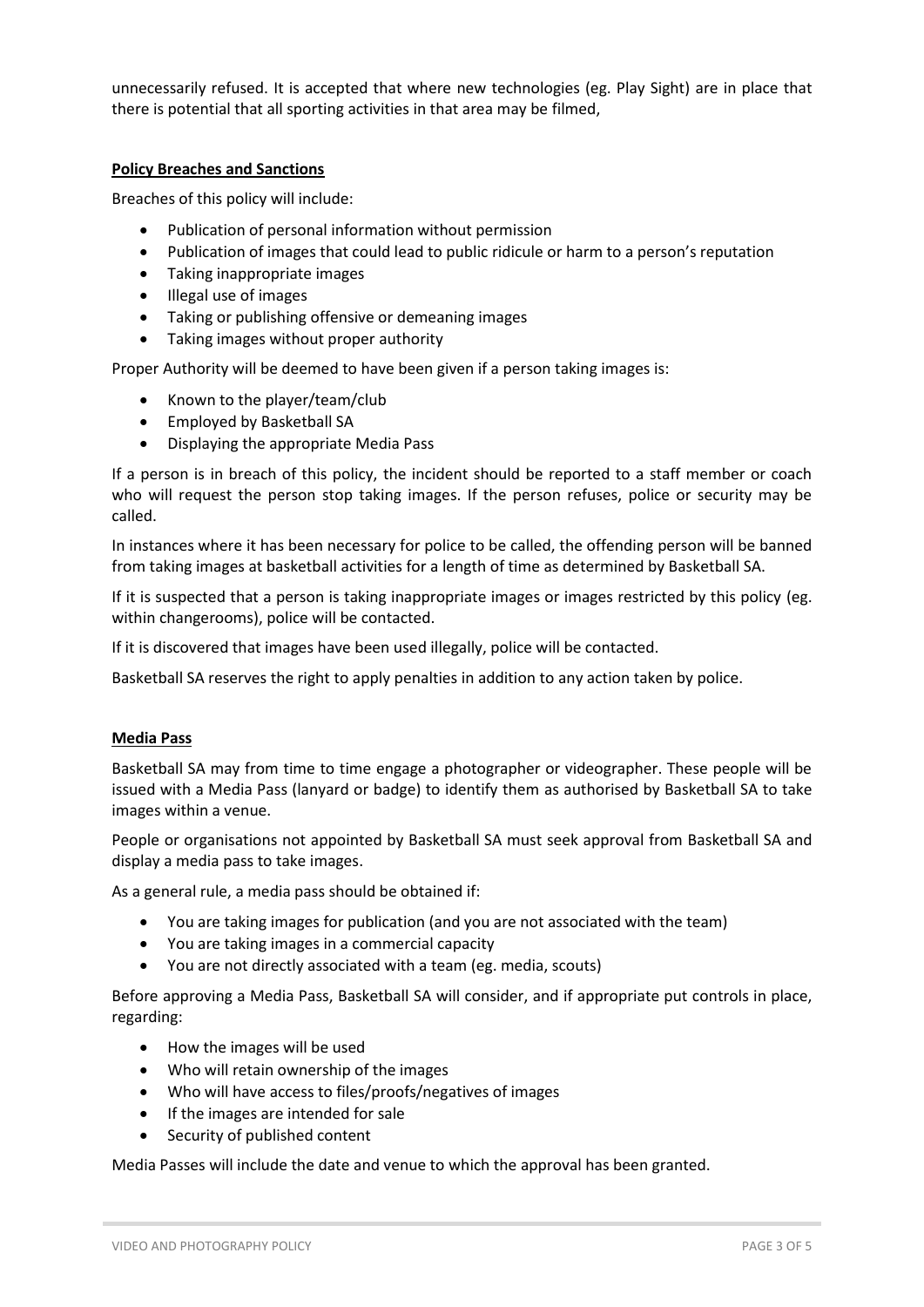unnecessarily refused. It is accepted that where new technologies (eg. Play Sight) are in place that there is potential that all sporting activities in that area may be filmed,

**Policy Breaches and Sanctions**

Breaches of this policy will include:

- Publication of personal information without permission
- Publication of images that could lead to public ridicule or harm to a person's reputation
- Taking inappropriate images
- Illegal use of images
- Taking or publishing offensive or demeaning images
- Taking images without proper authority

Proper Authority will be deemed to have been given if a person taking images is:

- Known to the player/team/club
- Employed by Basketball SA
- Displaying the appropriate Media Pass

If a person is in breach of this policy, the incident should be reported to a staff member or coach who will request the person stop taking images. If the person refuses, police or security may be called.

In instances where it has been necessary for police to be called, the offending person will be banned from taking images at basketball activities for a length of time as determined by Basketball SA.

If it is suspected that a person is taking inappropriate images or images restricted by this policy (eg. within changerooms), police will be contacted.

If it is discovered that images have been used illegally, police will be contacted.

Basketball SA reserves the right to apply penalties in addition to any action taken by police.

**Media Pass**

Basketball SA may from time to time engage a photographer or videographer. These people will be issued with a Media Pass (lanyard or badge) to identify them as authorised by Basketball SA to take images within a venue.

People or organisations not appointed by Basketball SA must seek approval from Basketball SA and display a media pass to take images.

As a general rule, a media pass should be obtained if:

- You are taking images for publication (and you are not associated with the team)
- You are taking images in a commercial capacity
- You are not directly associated with a team (eg. media, scouts)

Before approving a Media Pass, Basketball SA will consider, and if appropriate put controls in place, regarding:

- How the images will be used
- Who will retain ownership of the images
- Who will have access to files/proofs/negatives of images
- If the images are intended for sale
- Security of published content

Media Passes will include the date and venue to which the approval has been granted.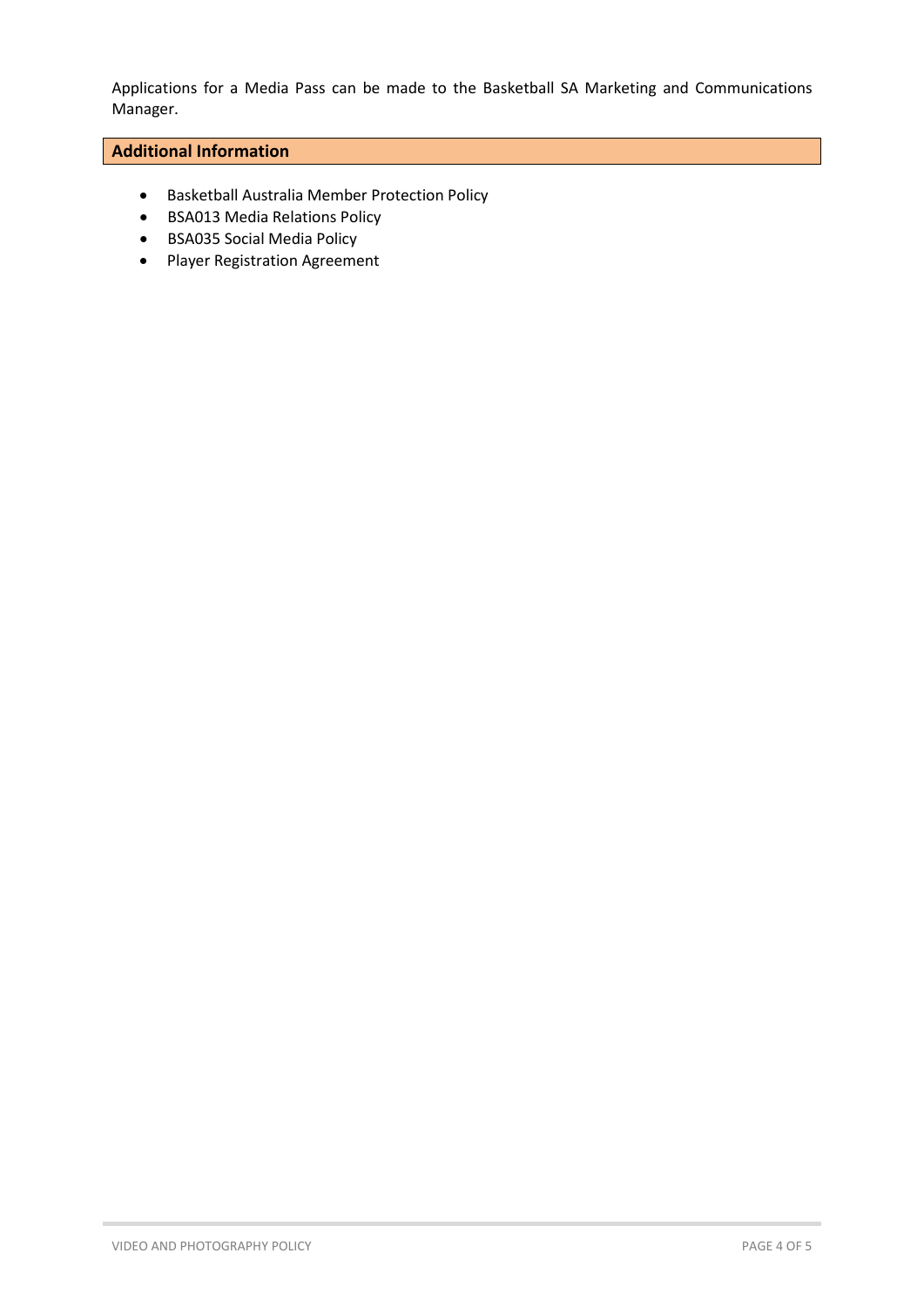Applications for a Media Pass can be made to the Basketball SA Marketing and Communications Manager.

## Additional Information

- Basketball Australia Member Protection Policy
- BSA013 Media Relations Policy
- BSA035 Social Media Policy
- Player Registration Agreement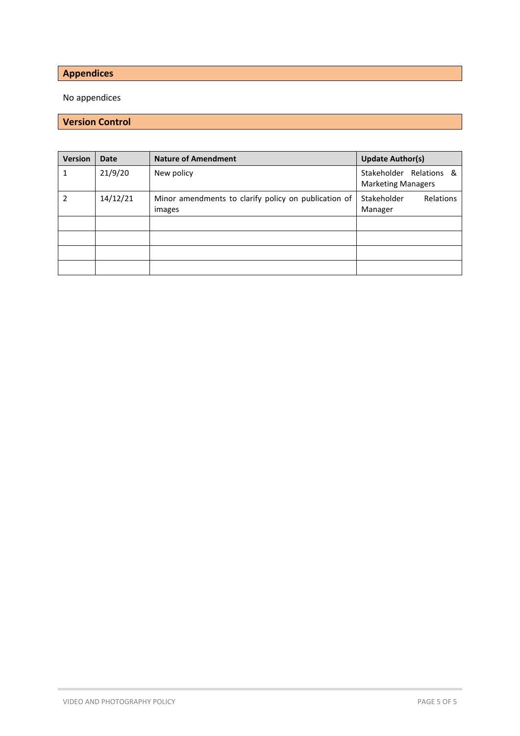## Appendices

No appendices

## Version Control

| Version | Date | Nature of Amendment | Update Author(s) |
|---|---|---|---|
| 1 | 21/9/20 | New policy | Stakeholder Relations & Marketing Managers |
| 2 | 14/12/21 | Minor amendments to clarify policy on publication of images | Stakeholder Relations Manager |
| | | | |
| | | | |
| | | | |
| | | | |